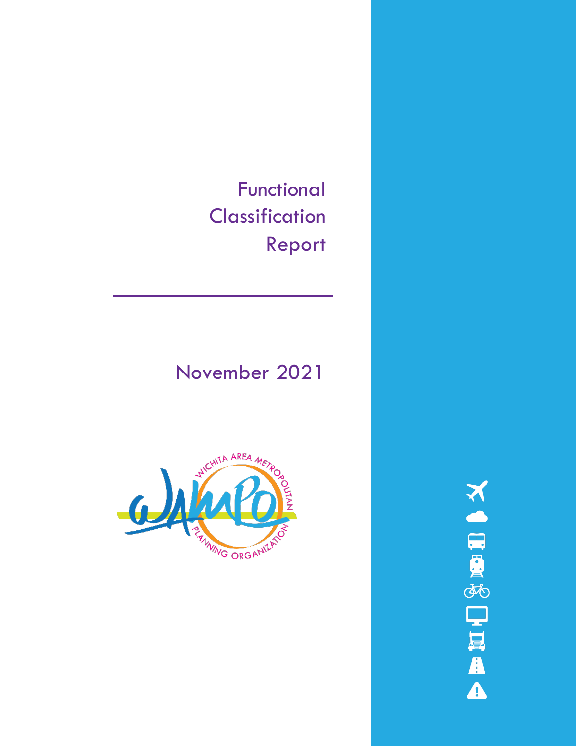# Functional Classification Report

November 2021

WICHITA AREA METROPOLITAN PLANNING ORGANIZATION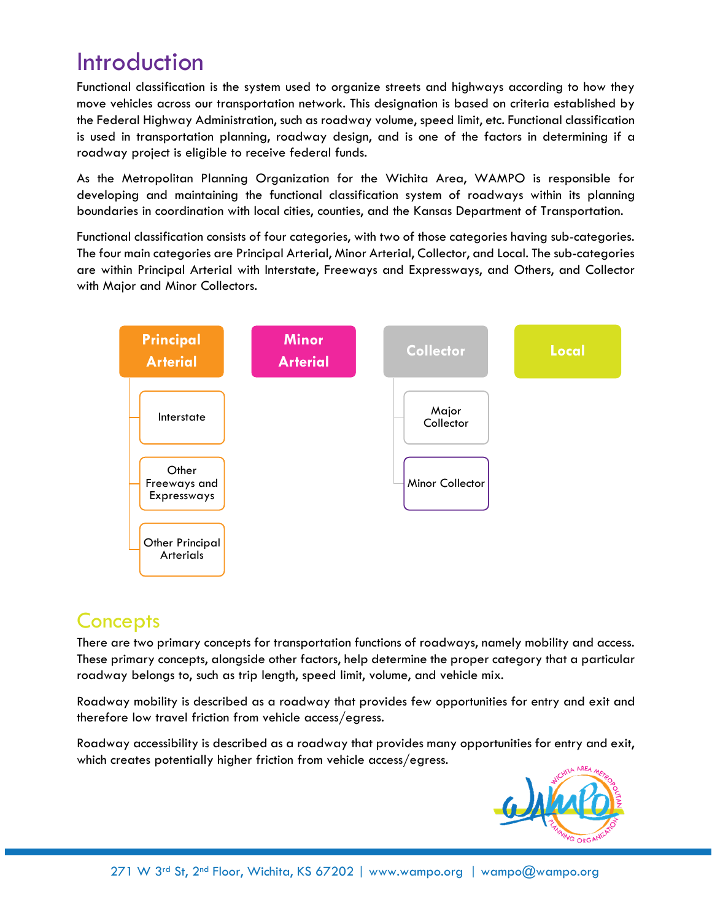# Introduction

Functional classification is the system used to organize streets and highways according to how they move vehicles across our transportation network. This designation is based on criteria established by the Federal Highway Administration, such as roadway volume, speed limit, etc. Functional classification is used in transportation planning, roadway design, and is one of the factors in determining if a roadway project is eligible to receive federal funds.

As the Metropolitan Planning Organization for the Wichita Area, WAMPO is responsible for developing and maintaining the functional classification system of roadways within its planning boundaries in coordination with local cities, counties, and the Kansas Department of Transportation.

Functional classification consists of four categories, with two of those categories having sub-categories. The four main categories are Principal Arterial, Minor Arterial, Collector, and Local. The sub-categories are within Principal Arterial with Interstate, Freeways and Expressways, and Others, and Collector with Major and Minor Collectors.

- **Principal Arterial**
  - Interstate
  - Other Freeways and Expressways
  - Other Principal Arterials
- **Minor Arterial**
- **Collector**
  - Major Collector
  - Minor Collector
- **Local**

# Concepts

There are two primary concepts for transportation functions of roadways, namely mobility and access. These primary concepts, alongside other factors, help determine the proper category that a particular roadway belongs to, such as trip length, speed limit, volume, and vehicle mix.

Roadway mobility is described as a roadway that provides few opportunities for entry and exit and therefore low travel friction from vehicle access/egress.

Roadway accessibility is described as a roadway that provides many opportunities for entry and exit, which creates potentially higher friction from vehicle access/egress.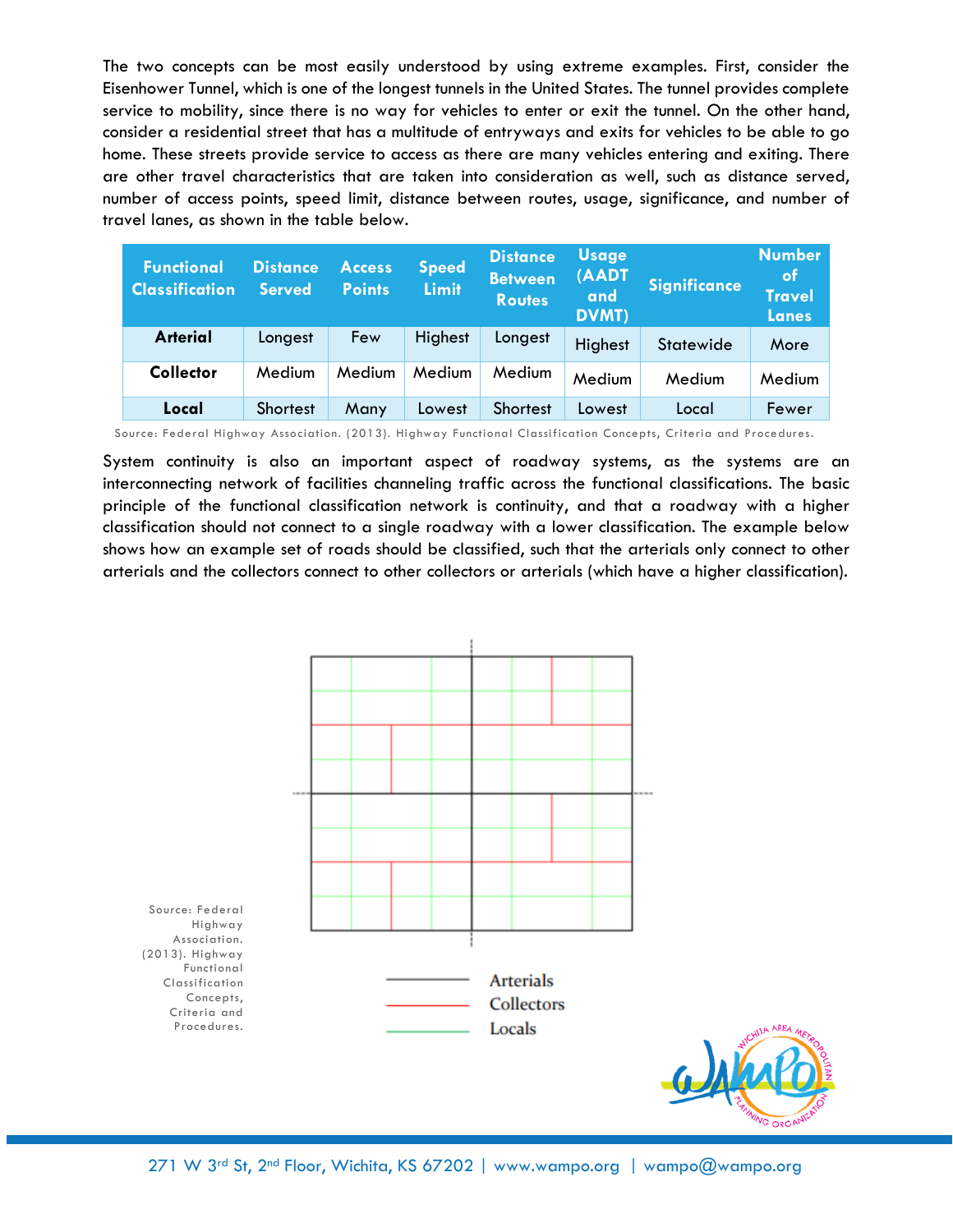The two concepts can be most easily understood by using extreme examples. First, consider the Eisenhower Tunnel, which is one of the longest tunnels in the United States. The tunnel provides complete service to mobility, since there is no way for vehicles to enter or exit the tunnel. On the other hand, consider a residential street that has a multitude of entryways and exits for vehicles to be able to go home. These streets provide service to access as there are many vehicles entering and exiting. There are other travel characteristics that are taken into consideration as well, such as distance served, number of access points, speed limit, distance between routes, usage, significance, and number of travel lanes, as shown in the table below.

| Functional Classification | Distance Served | Access Points | Speed Limit | Distance Between Routes | Usage (AADT and DVMT) | Significance | Number of Travel Lanes |
|---|---|---|---|---|---|---|---|
| **Arterial** | Longest | Few | Highest | Longest | Highest | Statewide | More |
| **Collector** | Medium | Medium | Medium | Medium | Medium | Medium | Medium |
| **Local** | Shortest | Many | Lowest | Shortest | Lowest | Local | Fewer |

Source: Federal Highway Association. (2013). Highway Functional Classification Concepts, Criteria and Procedures.

System continuity is also an important aspect of roadway systems, as the systems are an interconnecting network of facilities channeling traffic across the functional classifications. The basic principle of the functional classification network is continuity, and that a roadway with a higher classification should not connect to a single roadway with a lower classification. The example below shows how an example set of roads should be classified, such that the arterials only connect to other arterials and the collectors connect to other collectors or arterials (which have a higher classification).

Arterials
Collectors
Locals

Source: Federal Highway Association. (2013). Highway Functional Classification Concepts, Criteria and Procedures.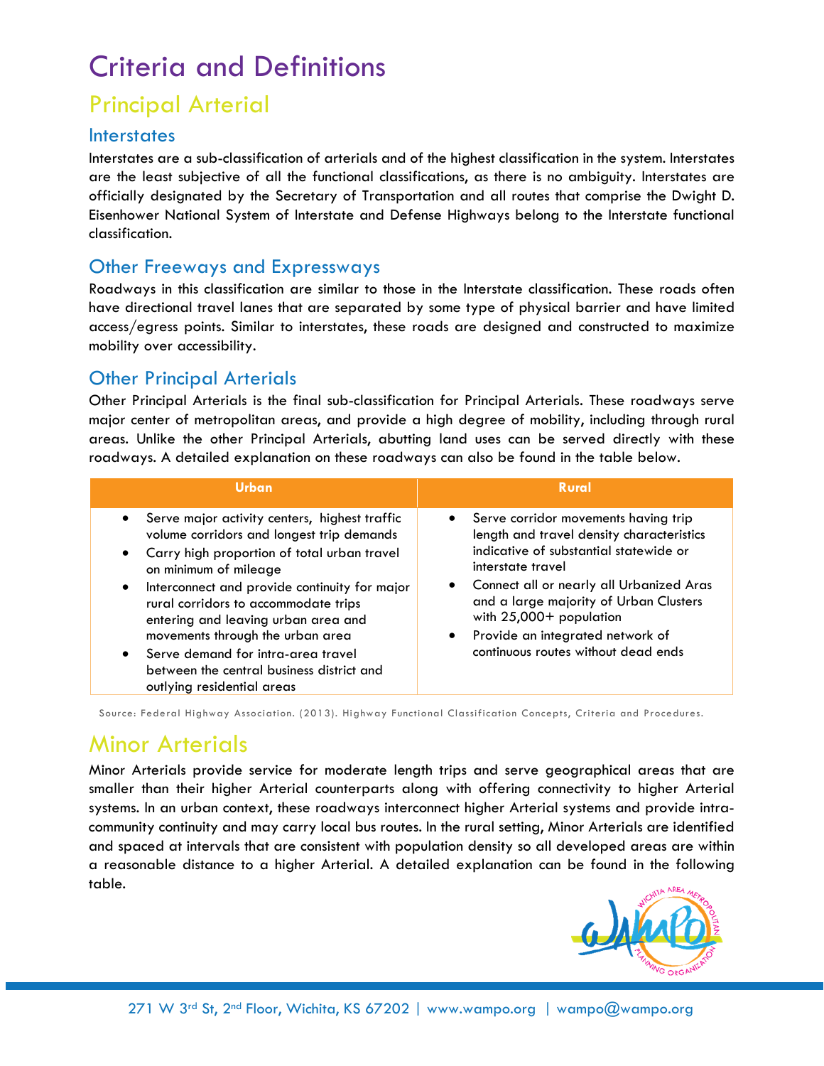# Criteria and Definitions

## Principal Arterial

### Interstates

Interstates are a sub-classification of arterials and of the highest classification in the system. Interstates are the least subjective of all the functional classifications, as there is no ambiguity. Interstates are officially designated by the Secretary of Transportation and all routes that comprise the Dwight D. Eisenhower National System of Interstate and Defense Highways belong to the Interstate functional classification.

### Other Freeways and Expressways

Roadways in this classification are similar to those in the Interstate classification. These roads often have directional travel lanes that are separated by some type of physical barrier and have limited access/egress points. Similar to interstates, these roads are designed and constructed to maximize mobility over accessibility.

### Other Principal Arterials

Other Principal Arterials is the final sub-classification for Principal Arterials. These roadways serve major center of metropolitan areas, and provide a high degree of mobility, including through rural areas. Unlike the other Principal Arterials, abutting land uses can be served directly with these roadways. A detailed explanation on these roadways can also be found in the table below.

| Urban | Rural |
| --- | --- |
| • Serve major activity centers, highest traffic volume corridors and longest trip demands<br>• Carry high proportion of total urban travel on minimum of mileage<br>• Interconnect and provide continuity for major rural corridors to accommodate trips entering and leaving urban area and movements through the urban area<br>• Serve demand for intra-area travel between the central business district and outlying residential areas | • Serve corridor movements having trip length and travel density characteristics indicative of substantial statewide or interstate travel<br>• Connect all or nearly all Urbanized Aras and a large majority of Urban Clusters with 25,000+ population<br>• Provide an integrated network of continuous routes without dead ends |

Source: Federal Highway Association. (2013). Highway Functional Classification Concepts, Criteria and Procedures.

## Minor Arterials

Minor Arterials provide service for moderate length trips and serve geographical areas that are smaller than their higher Arterial counterparts along with offering connectivity to higher Arterial systems. In an urban context, these roadways interconnect higher Arterial systems and provide intra-community continuity and may carry local bus routes. In the rural setting, Minor Arterials are identified and spaced at intervals that are consistent with population density so all developed areas are within a reasonable distance to a higher Arterial. A detailed explanation can be found in the following table.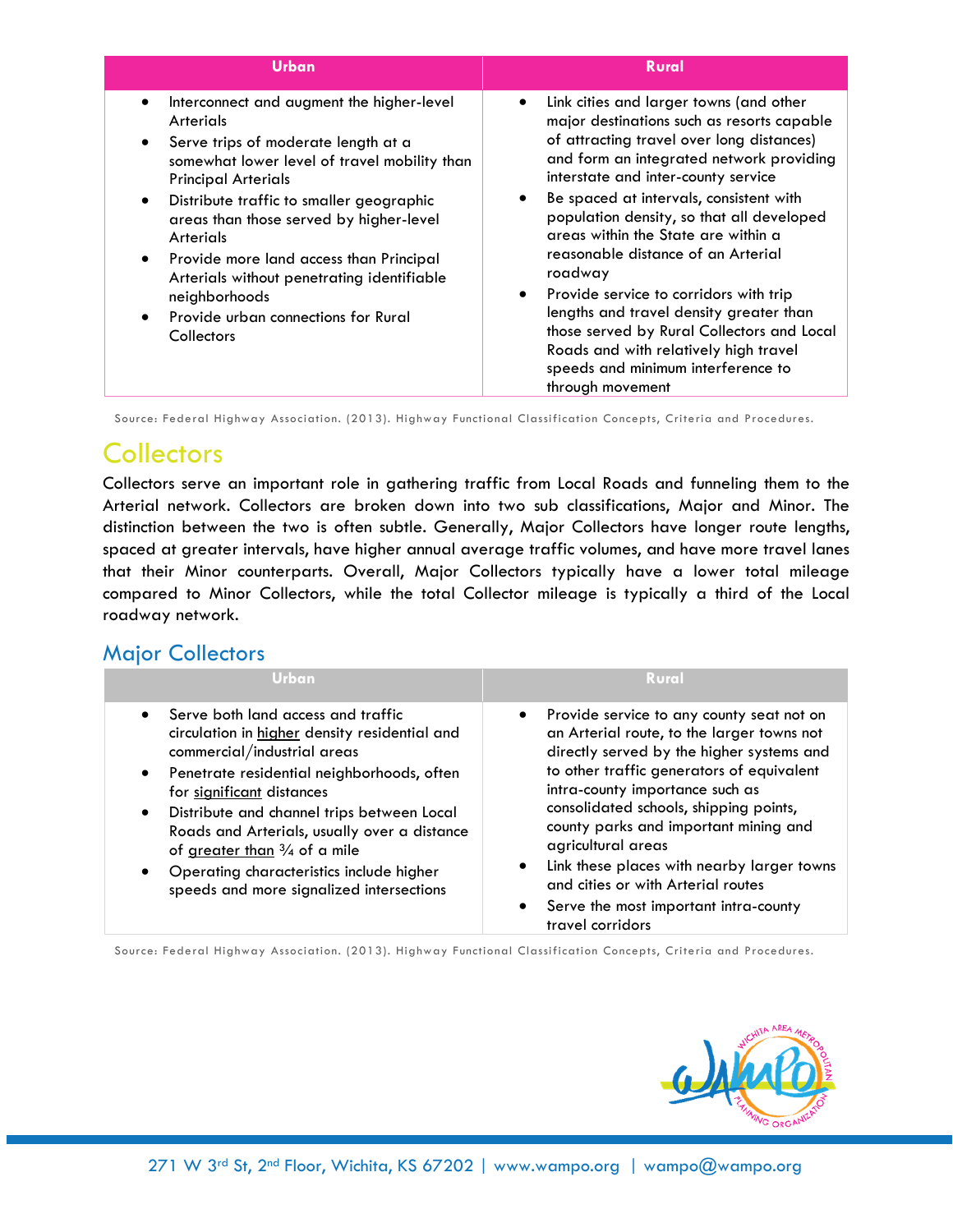| Urban | Rural |
| --- | --- |
| • Interconnect and augment the higher-level Arterials<br>• Serve trips of moderate length at a somewhat lower level of travel mobility than Principal Arterials<br>• Distribute traffic to smaller geographic areas than those served by higher-level Arterials<br>• Provide more land access than Principal Arterials without penetrating identifiable neighborhoods<br>• Provide urban connections for Rural Collectors | • Link cities and larger towns (and other major destinations such as resorts capable of attracting travel over long distances) and form an integrated network providing interstate and inter-county service<br>• Be spaced at intervals, consistent with population density, so that all developed areas within the State are within a reasonable distance of an Arterial roadway<br>• Provide service to corridors with trip lengths and travel density greater than those served by Rural Collectors and Local Roads and with relatively high travel speeds and minimum interference to through movement |

Source: Federal Highway Association. (2013). Highway Functional Classification Concepts, Criteria and Procedures.

# Collectors

Collectors serve an important role in gathering traffic from Local Roads and funneling them to the Arterial network. Collectors are broken down into two sub classifications, Major and Minor. The distinction between the two is often subtle. Generally, Major Collectors have longer route lengths, spaced at greater intervals, have higher annual average traffic volumes, and have more travel lanes that their Minor counterparts. Overall, Major Collectors typically have a lower total mileage compared to Minor Collectors, while the total Collector mileage is typically a third of the Local roadway network.

## Major Collectors

| Urban | Rural |
| --- | --- |
| • Serve both land access and traffic circulation in higher density residential and commercial/industrial areas<br>• Penetrate residential neighborhoods, often for significant distances<br>• Distribute and channel trips between Local Roads and Arterials, usually over a distance of greater than ¾ of a mile<br>• Operating characteristics include higher speeds and more signalized intersections | • Provide service to any county seat not on an Arterial route, to the larger towns not directly served by the higher systems and to other traffic generators of equivalent intra-county importance such as consolidated schools, shipping points, county parks and important mining and agricultural areas<br>• Link these places with nearby larger towns and cities or with Arterial routes<br>• Serve the most important intra-county travel corridors |

Source: Federal Highway Association. (2013). Highway Functional Classification Concepts, Criteria and Procedures.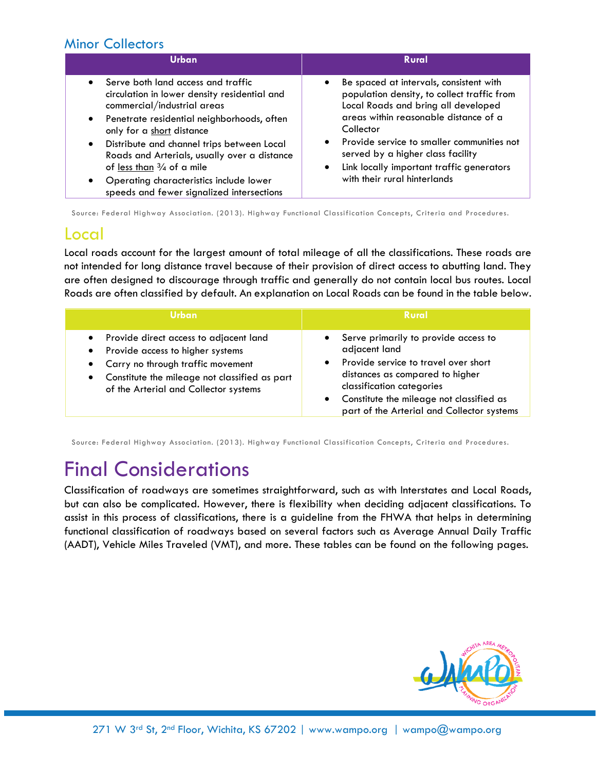## Minor Collectors

| Urban | Rural |
|---|---|
| • Serve both land access and traffic circulation in lower density residential and commercial/industrial areas<br>• Penetrate residential neighborhoods, often only for a short distance<br>• Distribute and channel trips between Local Roads and Arterials, usually over a distance of less than ¾ of a mile<br>• Operating characteristics include lower speeds and fewer signalized intersections | • Be spaced at intervals, consistent with population density, to collect traffic from Local Roads and bring all developed areas within reasonable distance of a Collector<br>• Provide service to smaller communities not served by a higher class facility<br>• Link locally important traffic generators with their rural hinterlands |

Source: Federal Highway Association. (2013). Highway Functional Classification Concepts, Criteria and Procedures.

## Local

Local roads account for the largest amount of total mileage of all the classifications. These roads are not intended for long distance travel because of their provision of direct access to abutting land. They are often designed to discourage through traffic and generally do not contain local bus routes. Local Roads are often classified by default. An explanation on Local Roads can be found in the table below.

| Urban | Rural |
|---|---|
| • Provide direct access to adjacent land<br>• Provide access to higher systems<br>• Carry no through traffic movement<br>• Constitute the mileage not classified as part of the Arterial and Collector systems | • Serve primarily to provide access to adjacent land<br>• Provide service to travel over short distances as compared to higher classification categories<br>• Constitute the mileage not classified as part of the Arterial and Collector systems |

Source: Federal Highway Association. (2013). Highway Functional Classification Concepts, Criteria and Procedures.

# Final Considerations

Classification of roadways are sometimes straightforward, such as with Interstates and Local Roads, but can also be complicated. However, there is flexibility when deciding adjacent classifications. To assist in this process of classifications, there is a guideline from the FHWA that helps in determining functional classification of roadways based on several factors such as Average Annual Daily Traffic (AADT), Vehicle Miles Traveled (VMT), and more. These tables can be found on the following pages.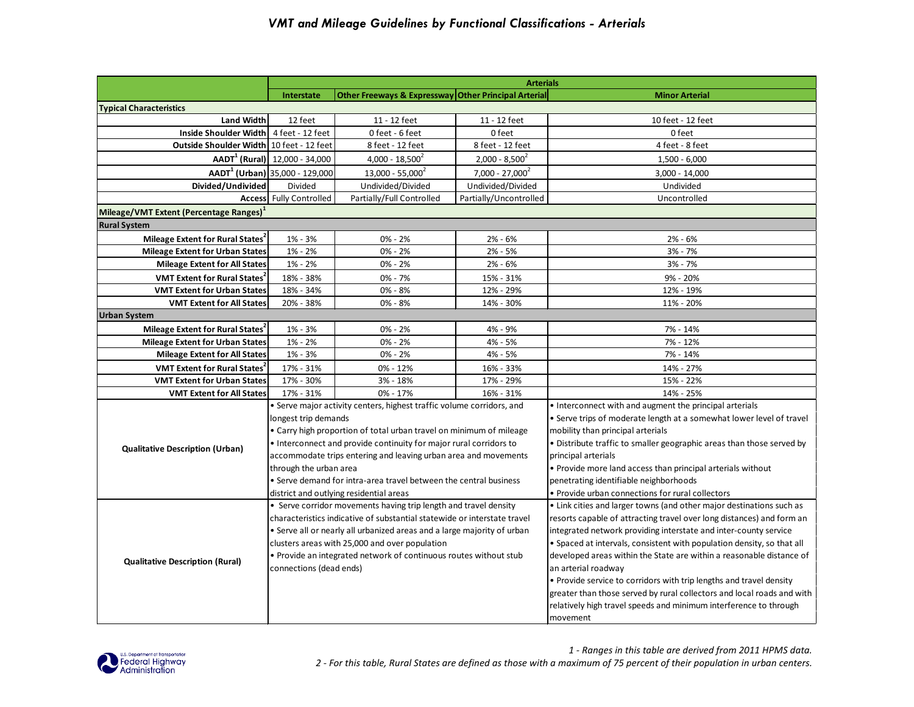# VMT and Mileage Guidelines by Functional Classifications - Arterials

| | Arterials | | | |
|---|---|---|---|---|
| | Interstate | Other Freeways & Expressway | Other Principal Arterial | Minor Arterial |
| **Typical Characteristics** | | | | |
| Land Width | 12 feet | 11 - 12 feet | 11 - 12 feet | 10 feet - 12 feet |
| Inside Shoulder Width | 4 feet - 12 feet | 0 feet - 6 feet | 0 feet | 0 feet |
| Outside Shoulder Width | 10 feet - 12 feet | 8 feet - 12 feet | 8 feet - 12 feet | 4 feet - 8 feet |
| AADT[1] (Rural) | 12,000 - 34,000 | 4,000 - 18,500[2] | 2,000 - 8,500[2] | 1,500 - 6,000 |
| AADT[1] (Urban) | 35,000 - 129,000 | 13,000 - 55,000[2] | 7,000 - 27,000[2] | 3,000 - 14,000 |
| Divided/Undivided | Divided | Undivided/Divided | Undivided/Divided | Undivided |
| Access | Fully Controlled | Partially/Full Controlled | Partially/Uncontrolled | Uncontrolled |
| **Mileage/VMT Extent (Percentage Ranges)[1]** | | | | |
| **Rural System** | | | | |
| Mileage Extent for Rural States[2] | 1% - 3% | 0% - 2% | 2% - 6% | 2% - 6% |
| Mileage Extent for Urban States | 1% - 2% | 0% - 2% | 2% - 5% | 3% - 7% |
| Mileage Extent for All States | 1% - 2% | 0% - 2% | 2% - 6% | 3% - 7% |
| VMT Extent for Rural States[2] | 18% - 38% | 0% - 7% | 15% - 31% | 9% - 20% |
| VMT Extent for Urban States | 18% - 34% | 0% - 8% | 12% - 29% | 12% - 19% |
| VMT Extent for All States | 20% - 38% | 0% - 8% | 14% - 30% | 11% - 20% |
| **Urban System** | | | | |
| Mileage Extent for Rural States[2] | 1% - 3% | 0% - 2% | 4% - 9% | 7% - 14% |
| Mileage Extent for Urban States | 1% - 2% | 0% - 2% | 4% - 5% | 7% - 12% |
| Mileage Extent for All States | 1% - 3% | 0% - 2% | 4% - 5% | 7% - 14% |
| VMT Extent for Rural States[2] | 17% - 31% | 0% - 12% | 16% - 33% | 14% - 27% |
| VMT Extent for Urban States | 17% - 30% | 3% - 18% | 17% - 29% | 15% - 22% |
| VMT Extent for All States | 17% - 31% | 0% - 17% | 16% - 31% | 14% - 25% |
| **Qualitative Description (Urban)** | • Serve major activity centers, highest traffic volume corridors, and longest trip demands<br>• Carry high proportion of total urban travel on minimum of mileage<br>• Interconnect and provide continuity for major rural corridors to accommodate trips entering and leaving urban area and movements through the urban area<br>• Serve demand for intra-area travel between the central business district and outlying residential areas | | | • Interconnect with and augment the principal arterials<br>• Serve trips of moderate length at a somewhat lower level of travel mobility than principal arterials<br>• Distribute traffic to smaller geographic areas than those served by principal arterials<br>• Provide more land access than principal arterials without penetrating identifiable neighborhoods<br>• Provide urban connections for rural collectors |
| **Qualitative Description (Rural)** | • Serve corridor movements having trip length and travel density characteristics indicative of substantial statewide or interstate travel<br>• Serve all or nearly all urbanized areas and a large majority of urban clusters areas with 25,000 and over population<br>• Provide an integrated network of continuous routes without stub connections (dead ends) | | | • Link cities and larger towns (and other major destinations such as resorts capable of attracting travel over long distances) and form an integrated network providing interstate and inter-county service<br>• Spaced at intervals, consistent with population density, so that all developed areas within the State are within a reasonable distance of an arterial roadway<br>• Provide service to corridors with trip lengths and travel density greater than those served by rural collectors and local roads and with relatively high travel speeds and minimum interference to through movement |

*1 - Ranges in this table are derived from 2011 HPMS data.*

*2 - For this table, Rural States are defined as those with a maximum of 75 percent of their population in urban centers.*

U.S. Department of Transportation Federal Highway Administration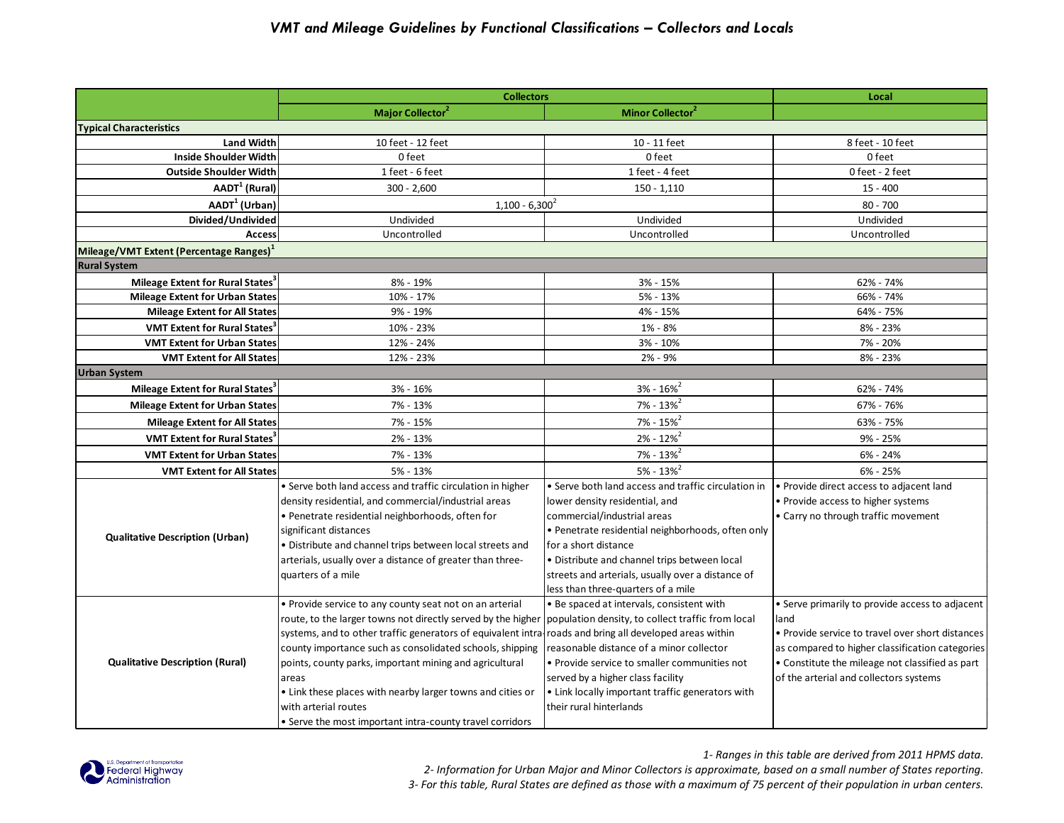# VMT and Mileage Guidelines by Functional Classifications – Collectors and Locals

| | Collectors | | Local |
|---|---|---|---|
| | Major Collector[2] | Minor Collector[2] | |
| **Typical Characteristics** | | | |
| **Land Width** | 10 feet - 12 feet | 10 - 11 feet | 8 feet - 10 feet |
| **Inside Shoulder Width** | 0 feet | 0 feet | 0 feet |
| **Outside Shoulder Width** | 1 feet - 6 feet | 1 feet - 4 feet | 0 feet - 2 feet |
| **AADT[1] (Rural)** | 300 - 2,600 | 150 - 1,110 | 15 - 400 |
| **AADT[1] (Urban)** | 1,100 - 6,300[2] | | 80 - 700 |
| **Divided/Undivided** | Undivided | Undivided | Undivided |
| **Access** | Uncontrolled | Uncontrolled | Uncontrolled |
| **Mileage/VMT Extent (Percentage Ranges)[1]** | | | |
| **Rural System** | | | |
| **Mileage Extent for Rural States[3]** | 8% - 19% | 3% - 15% | 62% - 74% |
| **Mileage Extent for Urban States** | 10% - 17% | 5% - 13% | 66% - 74% |
| **Mileage Extent for All States** | 9% - 19% | 4% - 15% | 64% - 75% |
| **VMT Extent for Rural States[3]** | 10% - 23% | 1% - 8% | 8% - 23% |
| **VMT Extent for Urban States** | 12% - 24% | 3% - 10% | 7% - 20% |
| **VMT Extent for All States** | 12% - 23% | 2% - 9% | 8% - 23% |
| **Urban System** | | | |
| **Mileage Extent for Rural States[3]** | 3% - 16% | 3% - 16%[2] | 62% - 74% |
| **Mileage Extent for Urban States** | 7% - 13% | 7% - 13%[2] | 67% - 76% |
| **Mileage Extent for All States** | 7% - 15% | 7% - 15%[2] | 63% - 75% |
| **VMT Extent for Rural States[3]** | 2% - 13% | 2% - 12%[2] | 9% - 25% |
| **VMT Extent for Urban States** | 7% - 13% | 7% - 13%[2] | 6% - 24% |
| **VMT Extent for All States** | 5% - 13% | 5% - 13%[2] | 6% - 25% |
| **Qualitative Description (Urban)** | • Serve both land access and traffic circulation in higher density residential, and commercial/industrial areas<br>• Penetrate residential neighborhoods, often for significant distances<br>• Distribute and channel trips between local streets and arterials, usually over a distance of greater than three-quarters of a mile | • Serve both land access and traffic circulation in lower density residential, and commercial/industrial areas<br>• Penetrate residential neighborhoods, often only for a short distance<br>• Distribute and channel trips between local streets and arterials, usually over a distance of less than three-quarters of a mile | • Provide direct access to adjacent land<br>• Provide access to higher systems<br>• Carry no through traffic movement |
| **Qualitative Description (Rural)** | • Provide service to any county seat not on an arterial route, to the larger towns not directly served by the higher systems, and to other traffic generators of equivalent intra-county importance such as consolidated schools, shipping points, county parks, important mining and agricultural areas<br>• Link these places with nearby larger towns and cities or with arterial routes<br>• Serve the most important intra-county travel corridors | • Be spaced at intervals, consistent with population density, to collect traffic from local roads and bring all developed areas within reasonable distance of a minor collector<br>• Provide service to smaller communities not served by a higher class facility<br>• Link locally important traffic generators with their rural hinterlands | • Serve primarily to provide access to adjacent land<br>• Provide service to travel over short distances as compared to higher classification categories<br>• Constitute the mileage not classified as part of the arterial and collectors systems |

U.S. Department of Transportation Federal Highway Administration

*1- Ranges in this table are derived from 2011 HPMS data.*
*2- Information for Urban Major and Minor Collectors is approximate, based on a small number of States reporting.*
*3- For this table, Rural States are defined as those with a maximum of 75 percent of their population in urban centers.*